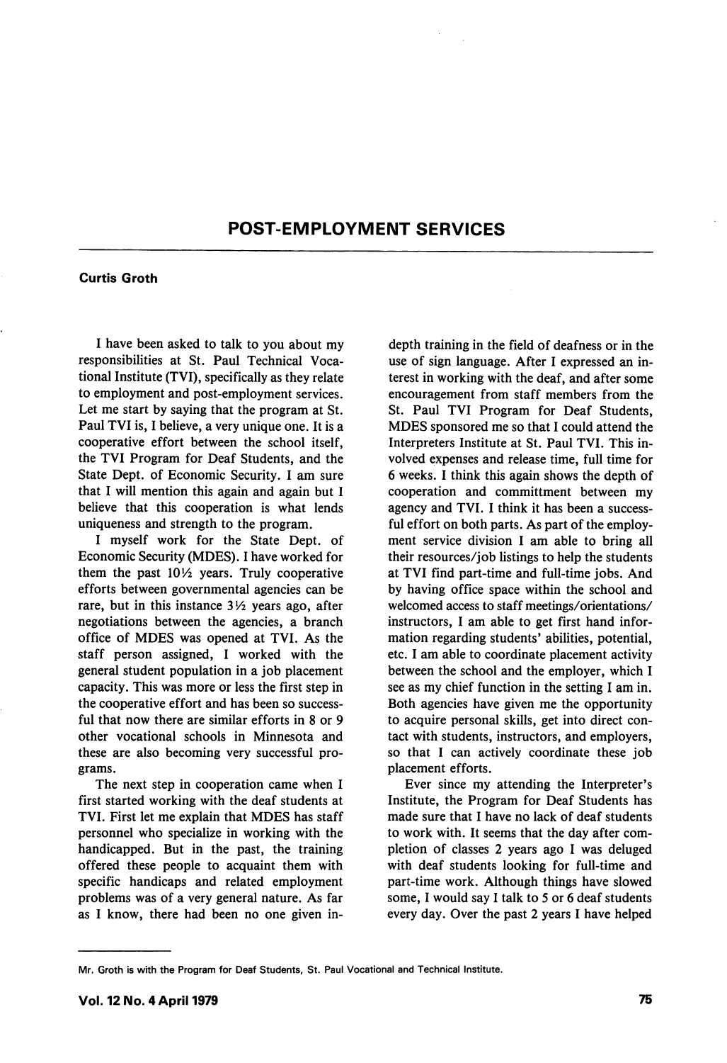# POST-EMPLOYMENT SERVICES

**Curtis Groth**

I have been asked to talk to you about my responsibilities at St. Paul Technical Vocational Institute (TVI), specifically as they relate to employment and post-employment services. Let me start by saying that the program at St. Paul TVI is, I believe, a very unique one. It is a cooperative effort between the school itself, the TVI Program for Deaf Students, and the State Dept. of Economic Security. I am sure that I will mention this again and again but I believe that this cooperation is what lends uniqueness and strength to the program.

I myself work for the State Dept. of Economic Security (MDES). I have worked for them the past 10½ years. Truly cooperative efforts between governmental agencies can be rare, but in this instance 3½ years ago, after negotiations between the agencies, a branch office of MDES was opened at TVI. As the staff person assigned, I worked with the general student population in a job placement capacity. This was more or less the first step in the cooperative effort and has been so successful that now there are similar efforts in 8 or 9 other vocational schools in Minnesota and these are also becoming very successful programs.

The next step in cooperation came when I first started working with the deaf students at TVI. First let me explain that MDES has staff personnel who specialize in working with the handicapped. But in the past, the training offered these people to acquaint them with specific handicaps and related employment problems was of a very general nature. As far as I know, there had been no one given in-depth training in the field of deafness or in the use of sign language. After I expressed an interest in working with the deaf, and after some encouragement from staff members from the St. Paul TVI Program for Deaf Students, MDES sponsored me so that I could attend the Interpreters Institute at St. Paul TVI. This involved expenses and release time, full time for 6 weeks. I think this again shows the depth of cooperation and committment between my agency and TVI. I think it has been a successful effort on both parts. As part of the employment service division I am able to bring all their resources/job listings to help the students at TVI find part-time and full-time jobs. And by having office space within the school and welcomed access to staff meetings/orientations/instructors, I am able to get first hand information regarding students' abilities, potential, etc. I am able to coordinate placement activity between the school and the employer, which I see as my chief function in the setting I am in. Both agencies have given me the opportunity to acquire personal skills, get into direct contact with students, instructors, and employers, so that I can actively coordinate these job placement efforts.

Ever since my attending the Interpreter's Institute, the Program for Deaf Students has made sure that I have no lack of deaf students to work with. It seems that the day after completion of classes 2 years ago I was deluged with deaf students looking for full-time and part-time work. Although things have slowed some, I would say I talk to 5 or 6 deaf students every day. Over the past 2 years I have helped

---

Mr. Groth is with the Program for Deaf Students, St. Paul Vocational and Technical Institute.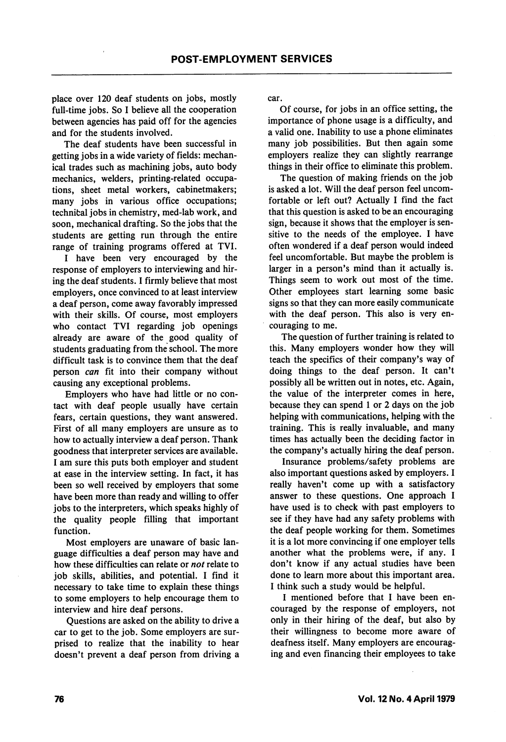place over 120 deaf students on jobs, mostly full-time jobs. So I believe all the cooperation between agencies has paid off for the agencies and for the students involved.

The deaf students have been successful in getting jobs in a wide variety of fields: mechanical trades such as machining jobs, auto body mechanics, welders, printing-related occupations, sheet metal workers, cabinetmakers; many jobs in various office occupations; technical jobs in chemistry, med-lab work, and soon, mechanical drafting. So the jobs that the students are getting run through the entire range of training programs offered at TVI.

I have been very encouraged by the response of employers to interviewing and hiring the deaf students. I firmly believe that most employers, once convinced to at least interview a deaf person, come away favorably impressed with their skills. Of course, most employers who contact TVI regarding job openings already are aware of the good quality of students graduating from the school. The more difficult task is to convince them that the deaf person *can* fit into their company without causing any exceptional problems.

Employers who have had little or no contact with deaf people usually have certain fears, certain questions, they want answered. First of all many employers are unsure as to how to actually interview a deaf person. Thank goodness that interpreter services are available. I am sure this puts both employer and student at ease in the interview setting. In fact, it has been so well received by employers that some have been more than ready and willing to offer jobs to the interpreters, which speaks highly of the quality people filling that important function.

Most employers are unaware of basic language difficulties a deaf person may have and how these difficulties can relate or *not* relate to job skills, abilities, and potential. I find it necessary to take time to explain these things to some employers to help encourage them to interview and hire deaf persons.

Questions are asked on the ability to drive a car to get to the job. Some employers are surprised to realize that the inability to hear doesn't prevent a deaf person from driving a car.

Of course, for jobs in an office setting, the importance of phone usage is a difficulty, and a valid one. Inability to use a phone eliminates many job possibilities. But then again some employers realize they can slightly rearrange things in their office to eliminate this problem.

The question of making friends on the job is asked a lot. Will the deaf person feel uncomfortable or left out? Actually I find the fact that this question is asked to be an encouraging sign, because it shows that the employer is sensitive to the needs of the employee. I have often wondered if a deaf person would indeed feel uncomfortable. But maybe the problem is larger in a person's mind than it actually is. Things seem to work out most of the time. Other employees start learning some basic signs so that they can more easily communicate with the deaf person. This also is very encouraging to me.

The question of further training is related to this. Many employers wonder how they will teach the specifics of their company's way of doing things to the deaf person. It can't possibly all be written out in notes, etc. Again, the value of the interpreter comes in here, because they can spend 1 or 2 days on the job helping with communications, helping with the training. This is really invaluable, and many times has actually been the deciding factor in the company's actually hiring the deaf person.

Insurance problems/safety problems are also important questions asked by employers. I really haven't come up with a satisfactory answer to these questions. One approach I have used is to check with past employers to see if they have had any safety problems with the deaf people working for them. Sometimes it is a lot more convincing if one employer tells another what the problems were, if any. I don't know if any actual studies have been done to learn more about this important area. I think such a study would be helpful.

I mentioned before that I have been encouraged by the response of employers, not only in their hiring of the deaf, but also by their willingness to become more aware of deafness itself. Many employers are encouraging and even financing their employees to take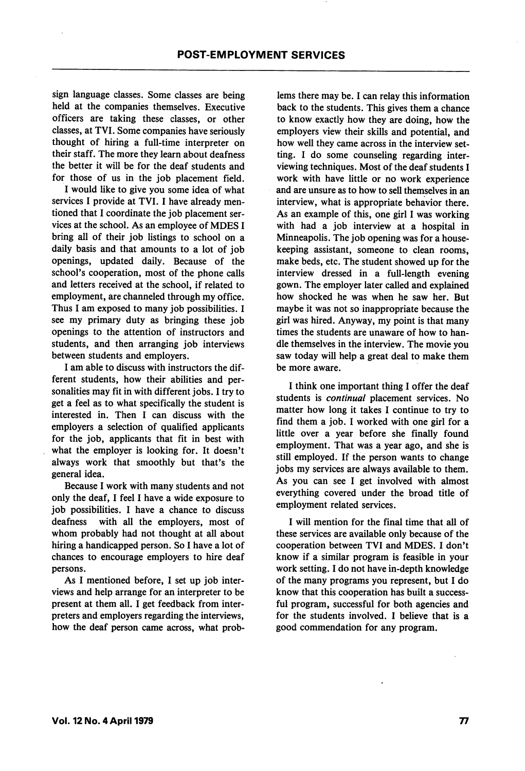sign language classes. Some classes are being held at the companies themselves. Executive officers are taking these classes, or other classes, at TVI. Some companies have seriously thought of hiring a full-time interpreter on their staff. The more they learn about deafness the better it will be for the deaf students and for those of us in the job placement field.

I would like to give you some idea of what services I provide at TVI. I have already mentioned that I coordinate the job placement services at the school. As an employee of MDES I bring all of their job listings to school on a daily basis and that amounts to a lot of job openings, updated daily. Because of the school's cooperation, most of the phone calls and letters received at the school, if related to employment, are channeled through my office. Thus I am exposed to many job possibilities. I see my primary duty as bringing these job openings to the attention of instructors and students, and then arranging job interviews between students and employers.

I am able to discuss with instructors the different students, how their abilities and personalities may fit in with different jobs. I try to get a feel as to what specifically the student is interested in. Then I can discuss with the employers a selection of qualified applicants for the job, applicants that fit in best with what the employer is looking for. It doesn't always work that smoothly but that's the general idea.

Because I work with many students and not only the deaf, I feel I have a wide exposure to job possibilities. I have a chance to discuss deafness with all the employers, most of whom probably had not thought at all about hiring a handicapped person. So I have a lot of chances to encourage employers to hire deaf persons.

As I mentioned before, I set up job interviews and help arrange for an interpreter to be present at them all. I get feedback from interpreters and employers regarding the interviews, how the deaf person came across, what problems there may be. I can relay this information back to the students. This gives them a chance to know exactly how they are doing, how the employers view their skills and potential, and how well they came across in the interview setting. I do some counseling regarding interviewing techniques. Most of the deaf students I work with have little or no work experience and are unsure as to how to sell themselves in an interview, what is appropriate behavior there. As an example of this, one girl I was working with had a job interview at a hospital in Minneapolis. The job opening was for a housekeeping assistant, someone to clean rooms, make beds, etc. The student showed up for the interview dressed in a full-length evening gown. The employer later called and explained how shocked he was when he saw her. But maybe it was not so inappropriate because the girl was hired. Anyway, my point is that many times the students are unaware of how to handle themselves in the interview. The movie you saw today will help a great deal to make them be more aware.

I think one important thing I offer the deaf students is *continual* placement services. No matter how long it takes I continue to try to find them a job. I worked with one girl for a little over a year before she finally found employment. That was a year ago, and she is still employed. If the person wants to change jobs my services are always available to them. As you can see I get involved with almost everything covered under the broad title of employment related services.

I will mention for the final time that all of these services are available only because of the cooperation between TVI and MDES. I don't know if a similar program is feasible in your work setting. I do not have in-depth knowledge of the many programs you represent, but I do know that this cooperation has built a successful program, successful for both agencies and for the students involved. I believe that is a good commendation for any program.